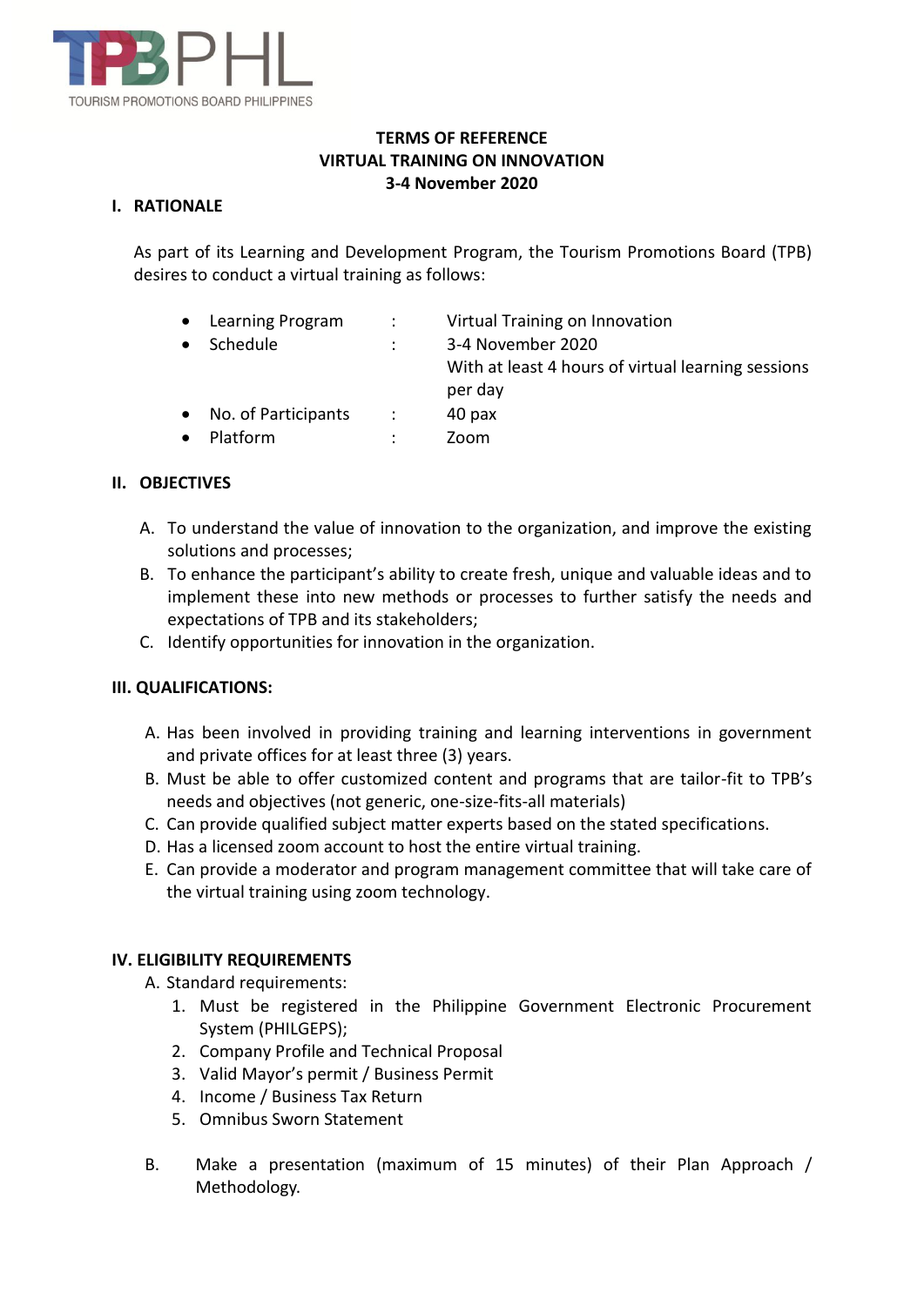TPBPHL
TOURISM PROMOTIONS BOARD PHILIPPINES

# TERMS OF REFERENCE
# VIRTUAL TRAINING ON INNOVATION
# 3-4 November 2020

## I. RATIONALE

As part of its Learning and Development Program, the Tourism Promotions Board (TPB) desires to conduct a virtual training as follows:

- Learning Program : Virtual Training on Innovation
- Schedule : 3-4 November 2020
  With at least 4 hours of virtual learning sessions per day
- No. of Participants : 40 pax
- Platform : Zoom

## II. OBJECTIVES

A. To understand the value of innovation to the organization, and improve the existing solutions and processes;

B. To enhance the participant's ability to create fresh, unique and valuable ideas and to implement these into new methods or processes to further satisfy the needs and expectations of TPB and its stakeholders;

C. Identify opportunities for innovation in the organization.

## III. QUALIFICATIONS:

A. Has been involved in providing training and learning interventions in government and private offices for at least three (3) years.

B. Must be able to offer customized content and programs that are tailor-fit to TPB's needs and objectives (not generic, one-size-fits-all materials)

C. Can provide qualified subject matter experts based on the stated specifications.

D. Has a licensed zoom account to host the entire virtual training.

E. Can provide a moderator and program management committee that will take care of the virtual training using zoom technology.

## IV. ELIGIBILITY REQUIREMENTS

A. Standard requirements:

1. Must be registered in the Philippine Government Electronic Procurement System (PHILGEPS);
2. Company Profile and Technical Proposal
3. Valid Mayor's permit / Business Permit
4. Income / Business Tax Return
5. Omnibus Sworn Statement

B. Make a presentation (maximum of 15 minutes) of their Plan Approach / Methodology.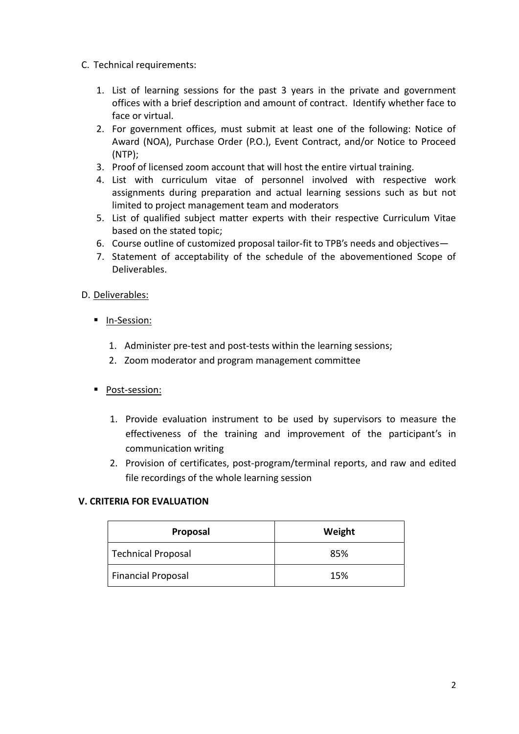C. Technical requirements:

1. List of learning sessions for the past 3 years in the private and government offices with a brief description and amount of contract. Identify whether face to face or virtual.
2. For government offices, must submit at least one of the following: Notice of Award (NOA), Purchase Order (P.O.), Event Contract, and/or Notice to Proceed (NTP);
3. Proof of licensed zoom account that will host the entire virtual training.
4. List with curriculum vitae of personnel involved with respective work assignments during preparation and actual learning sessions such as but not limited to project management team and moderators
5. List of qualified subject matter experts with their respective Curriculum Vitae based on the stated topic;
6. Course outline of customized proposal tailor-fit to TPB's needs and objectives—
7. Statement of acceptability of the schedule of the abovementioned Scope of Deliverables.

D. <u>Deliverables:</u>

- <u>In-Session:</u>

  1. Administer pre-test and post-tests within the learning sessions;
  2. Zoom moderator and program management committee

- <u>Post-session:</u>

  1. Provide evaluation instrument to be used by supervisors to measure the effectiveness of the training and improvement of the participant's in communication writing
  2. Provision of certificates, post-program/terminal reports, and raw and edited file recordings of the whole learning session

**V. CRITERIA FOR EVALUATION**

| Proposal | Weight |
| --- | --- |
| Technical Proposal | 85% |
| Financial Proposal | 15% |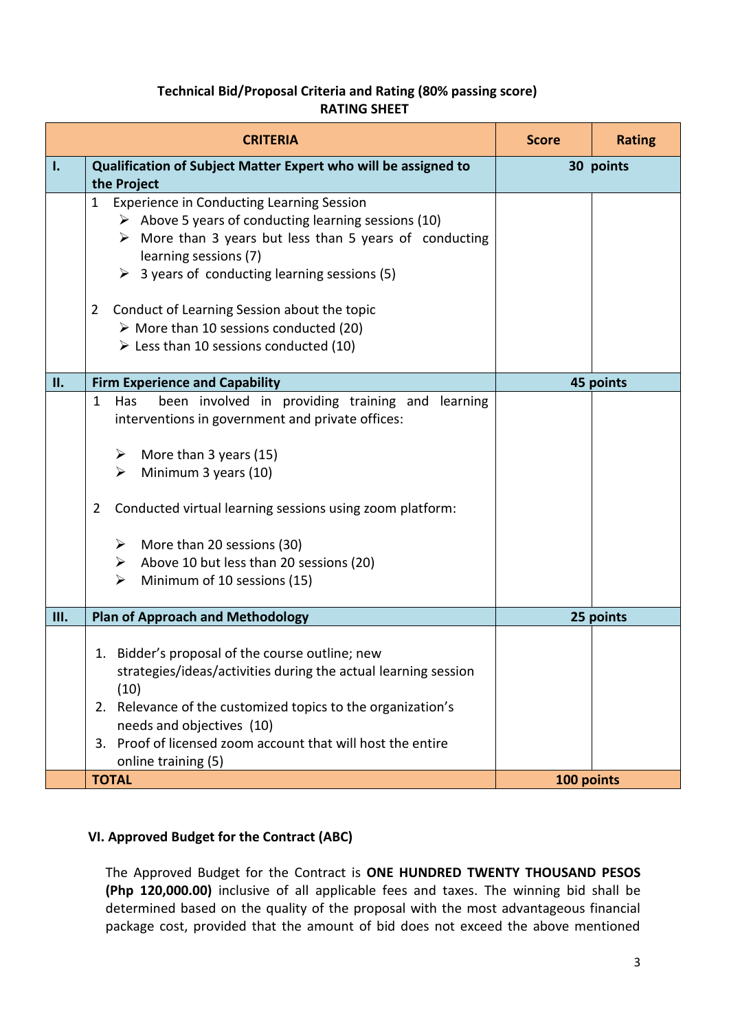**Technical Bid/Proposal Criteria and Rating (80% passing score)**
**RATING SHEET**

| | CRITERIA | Score | Rating |
|---|---|---|---|
| **I.** | **Qualification of Subject Matter Expert who will be assigned to the Project** | **30 points** | |
| | 1 Experience in Conducting Learning Session<br>➢ Above 5 years of conducting learning sessions (10)<br>➢ More than 3 years but less than 5 years of conducting learning sessions (7)<br>➢ 3 years of conducting learning sessions (5)<br><br>2 Conduct of Learning Session about the topic<br>➢ More than 10 sessions conducted (20)<br>➢ Less than 10 sessions conducted (10) | | |
| **II.** | **Firm Experience and Capability** | **45 points** | |
| | 1 Has been involved in providing training and learning interventions in government and private offices:<br><br>➢ More than 3 years (15)<br>➢ Minimum 3 years (10)<br><br>2 Conducted virtual learning sessions using zoom platform:<br><br>➢ More than 20 sessions (30)<br>➢ Above 10 but less than 20 sessions (20)<br>➢ Minimum of 10 sessions (15) | | |
| **III.** | **Plan of Approach and Methodology** | **25 points** | |
| | 1. Bidder's proposal of the course outline; new strategies/ideas/activities during the actual learning session (10)<br>2. Relevance of the customized topics to the organization's needs and objectives (10)<br>3. Proof of licensed zoom account that will host the entire online training (5) | | |
| | **TOTAL** | **100 points** | |

**VI. Approved Budget for the Contract (ABC)**

The Approved Budget for the Contract is **ONE HUNDRED TWENTY THOUSAND PESOS (Php 120,000.00)** inclusive of all applicable fees and taxes. The winning bid shall be determined based on the quality of the proposal with the most advantageous financial package cost, provided that the amount of bid does not exceed the above mentioned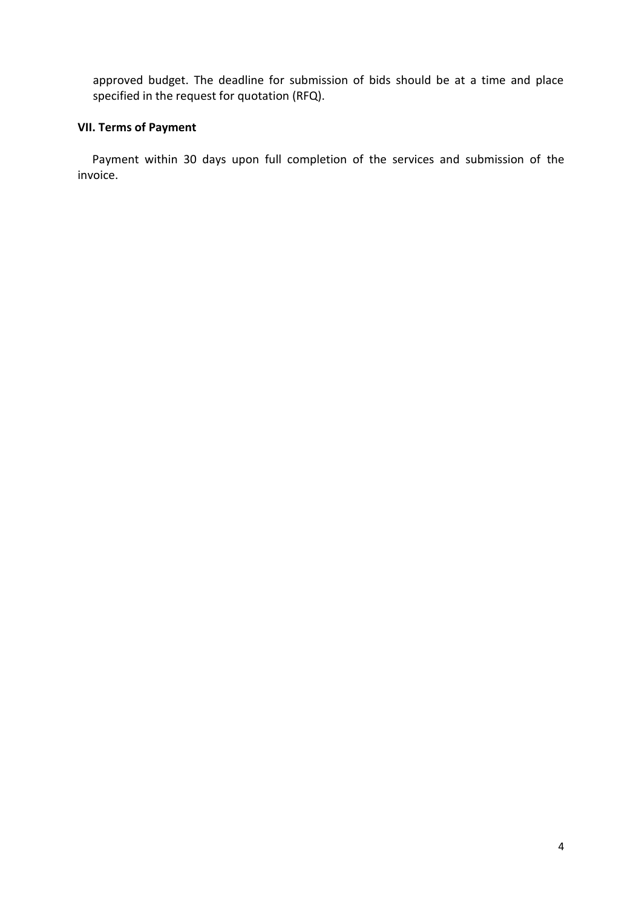approved budget. The deadline for submission of bids should be at a time and place specified in the request for quotation (RFQ).

**VII. Terms of Payment**

Payment within 30 days upon full completion of the services and submission of the invoice.